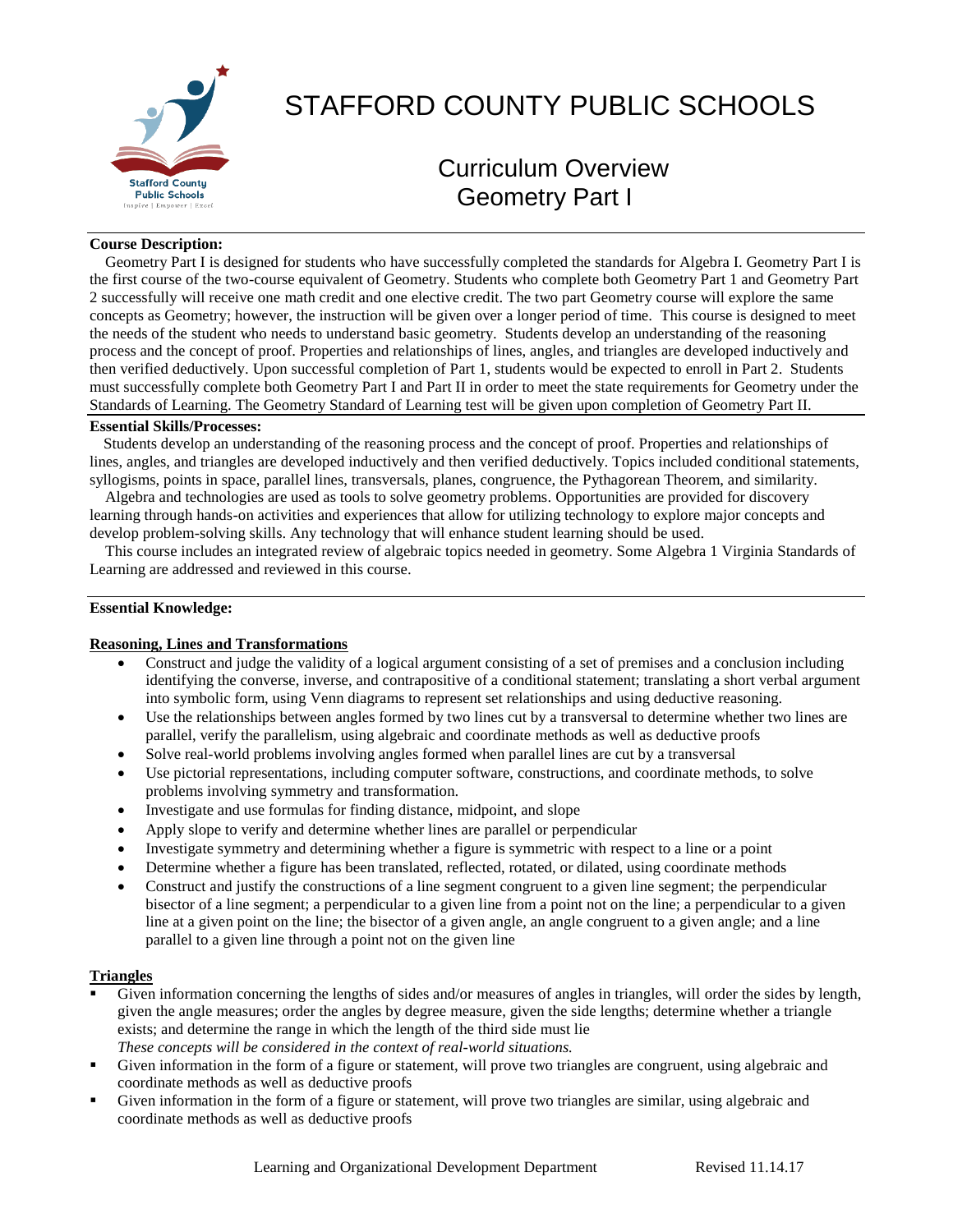# STAFFORD COUNTY PUBLIC SCHOOLS

## Curriculum Overview
## Geometry Part I

**Course Description:**

Geometry Part I is designed for students who have successfully completed the standards for Algebra I. Geometry Part I is the first course of the two-course equivalent of Geometry. Students who complete both Geometry Part 1 and Geometry Part 2 successfully will receive one math credit and one elective credit. The two part Geometry course will explore the same concepts as Geometry; however, the instruction will be given over a longer period of time. This course is designed to meet the needs of the student who needs to understand basic geometry. Students develop an understanding of the reasoning process and the concept of proof. Properties and relationships of lines, angles, and triangles are developed inductively and then verified deductively. Upon successful completion of Part 1, students would be expected to enroll in Part 2. Students must successfully complete both Geometry Part I and Part II in order to meet the state requirements for Geometry under the Standards of Learning. The Geometry Standard of Learning test will be given upon completion of Geometry Part II.

**Essential Skills/Processes:**

Students develop an understanding of the reasoning process and the concept of proof. Properties and relationships of lines, angles, and triangles are developed inductively and then verified deductively. Topics included conditional statements, syllogisms, points in space, parallel lines, transversals, planes, congruence, the Pythagorean Theorem, and similarity.

Algebra and technologies are used as tools to solve geometry problems. Opportunities are provided for discovery learning through hands-on activities and experiences that allow for utilizing technology to explore major concepts and develop problem-solving skills. Any technology that will enhance student learning should be used.

This course includes an integrated review of algebraic topics needed in geometry. Some Algebra 1 Virginia Standards of Learning are addressed and reviewed in this course.

**Essential Knowledge:**

**Reasoning, Lines and Transformations**

- Construct and judge the validity of a logical argument consisting of a set of premises and a conclusion including identifying the converse, inverse, and contrapositive of a conditional statement; translating a short verbal argument into symbolic form, using Venn diagrams to represent set relationships and using deductive reasoning.
- Use the relationships between angles formed by two lines cut by a transversal to determine whether two lines are parallel, verify the parallelism, using algebraic and coordinate methods as well as deductive proofs
- Solve real-world problems involving angles formed when parallel lines are cut by a transversal
- Use pictorial representations, including computer software, constructions, and coordinate methods, to solve problems involving symmetry and transformation.
- Investigate and use formulas for finding distance, midpoint, and slope
- Apply slope to verify and determine whether lines are parallel or perpendicular
- Investigate symmetry and determining whether a figure is symmetric with respect to a line or a point
- Determine whether a figure has been translated, reflected, rotated, or dilated, using coordinate methods
- Construct and justify the constructions of a line segment congruent to a given line segment; the perpendicular bisector of a line segment; a perpendicular to a given line from a point not on the line; a perpendicular to a given line at a given point on the line; the bisector of a given angle, an angle congruent to a given angle; and a line parallel to a given line through a point not on the given line

**Triangles**

- Given information concerning the lengths of sides and/or measures of angles in triangles, will order the sides by length, given the angle measures; order the angles by degree measure, given the side lengths; determine whether a triangle exists; and determine the range in which the length of the third side must lie
  *These concepts will be considered in the context of real-world situations.*
- Given information in the form of a figure or statement, will prove two triangles are congruent, using algebraic and coordinate methods as well as deductive proofs
- Given information in the form of a figure or statement, will prove two triangles are similar, using algebraic and coordinate methods as well as deductive proofs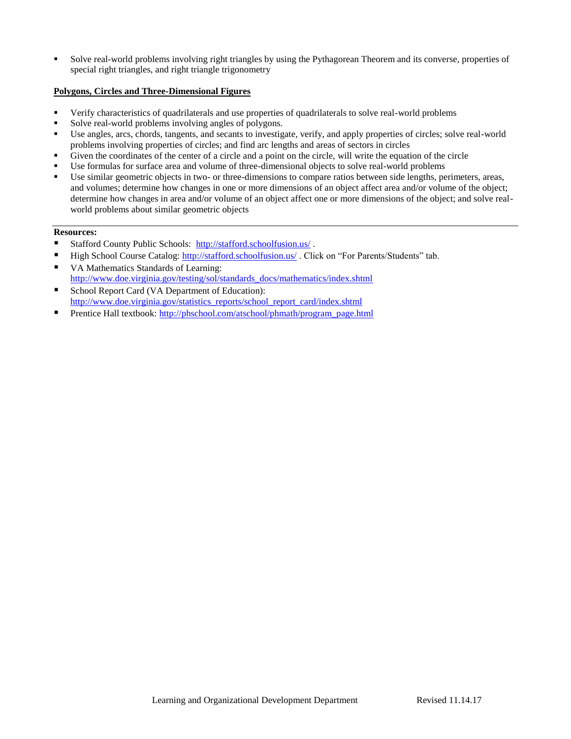- Solve real-world problems involving right triangles by using the Pythagorean Theorem and its converse, properties of special right triangles, and right triangle trigonometry

**Polygons, Circles and Three-Dimensional Figures**

- Verify characteristics of quadrilaterals and use properties of quadrilaterals to solve real-world problems
- Solve real-world problems involving angles of polygons.
- Use angles, arcs, chords, tangents, and secants to investigate, verify, and apply properties of circles; solve real-world problems involving properties of circles; and find arc lengths and areas of sectors in circles
- Given the coordinates of the center of a circle and a point on the circle, will write the equation of the circle
- Use formulas for surface area and volume of three-dimensional objects to solve real-world problems
- Use similar geometric objects in two- or three-dimensions to compare ratios between side lengths, perimeters, areas, and volumes; determine how changes in one or more dimensions of an object affect area and/or volume of the object; determine how changes in area and/or volume of an object affect one or more dimensions of the object; and solve real-world problems about similar geometric objects

---

**Resources:**

- Stafford County Public Schools: http://stafford.schoolfusion.us/ .
- High School Course Catalog: http://stafford.schoolfusion.us/ . Click on "For Parents/Students" tab.
- VA Mathematics Standards of Learning: http://www.doe.virginia.gov/testing/sol/standards_docs/mathematics/index.shtml
- School Report Card (VA Department of Education): http://www.doe.virginia.gov/statistics_reports/school_report_card/index.shtml
- Prentice Hall textbook: http://phschool.com/atschool/phmath/program_page.html

Learning and Organizational Development Department Revised 11.14.17